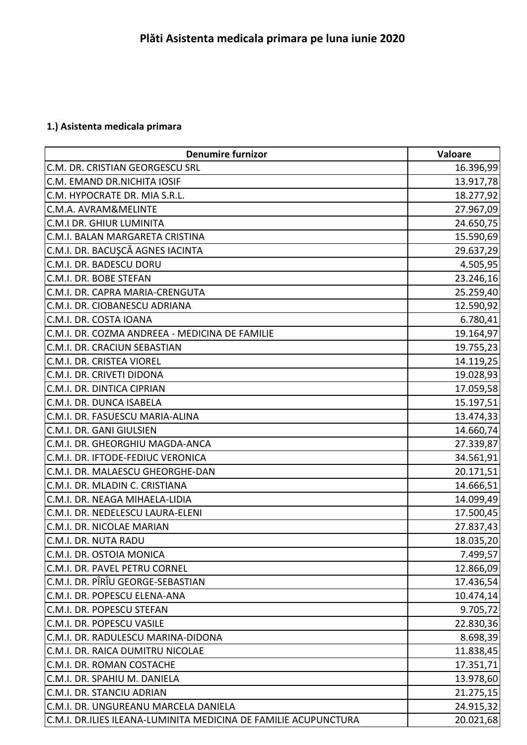# Plăti Asistenta medicala primara pe luna iunie 2020

## 1.) Asistenta medicala primara

| Denumire furnizor | Valoare |
|---|---:|
| C.M. DR. CRISTIAN GEORGESCU SRL | 16.396,99 |
| C.M. EMAND DR.NICHITA IOSIF | 13.917,78 |
| C.M. HYPOCRATE DR. MIA S.R.L. | 18.277,92 |
| C.M.A. AVRAM&MELINTE | 27.967,09 |
| C.M.I DR. GHIUR LUMINITA | 24.650,75 |
| C.M.I. BALAN MARGARETA CRISTINA | 15.590,69 |
| C.M.I. DR. BACUŞCĂ AGNES IACINTA | 29.637,29 |
| C.M.I. DR. BADESCU DORU | 4.505,95 |
| C.M.I. DR. BOBE STEFAN | 23.246,16 |
| C.M.I. DR. CAPRA MARIA-CRENGUTA | 25.259,40 |
| C.M.I. DR. CIOBANESCU ADRIANA | 12.590,92 |
| C.M.I. DR. COSTA IOANA | 6.780,41 |
| C.M.I. DR. COZMA ANDREEA - MEDICINA DE FAMILIE | 19.164,97 |
| C.M.I. DR. CRACIUN SEBASTIAN | 19.755,23 |
| C.M.I. DR. CRISTEA VIOREL | 14.119,25 |
| C.M.I. DR. CRIVETI DIDONA | 19.028,93 |
| C.M.I. DR. DINTICA CIPRIAN | 17.059,58 |
| C.M.I. DR. DUNCA ISABELA | 15.197,51 |
| C.M.I. DR. FASUESCU MARIA-ALINA | 13.474,33 |
| C.M.I. DR. GANI GIULSIEN | 14.660,74 |
| C.M.I. DR. GHEORGHIU MAGDA-ANCA | 27.339,87 |
| C.M.I. DR. IFTODE-FEDIUC VERONICA | 34.561,91 |
| C.M.I. DR. MALAESCU GHEORGHE-DAN | 20.171,51 |
| C.M.I. DR. MLADIN C. CRISTIANA | 14.666,51 |
| C.M.I. DR. NEAGA MIHAELA-LIDIA | 14.099,49 |
| C.M.I. DR. NEDELESCU LAURA-ELENI | 17.500,45 |
| C.M.I. DR. NICOLAE MARIAN | 27.837,43 |
| C.M.I. DR. NUTA RADU | 18.035,20 |
| C.M.I. DR. OSTOIA MONICA | 7.499,57 |
| C.M.I. DR. PAVEL PETRU CORNEL | 12.866,09 |
| C.M.I. DR. PÎRÎU GEORGE-SEBASTIAN | 17.436,54 |
| C.M.I. DR. POPESCU ELENA-ANA | 10.474,14 |
| C.M.I. DR. POPESCU STEFAN | 9.705,72 |
| C.M.I. DR. POPESCU VASILE | 22.830,36 |
| C.M.I. DR. RADULESCU MARINA-DIDONA | 8.698,39 |
| C.M.I. DR. RAICA DUMITRU NICOLAE | 11.838,45 |
| C.M.I. DR. ROMAN COSTACHE | 17.351,71 |
| C.M.I. DR. SPAHIU M. DANIELA | 13.978,60 |
| C.M.I. DR. STANCIU ADRIAN | 21.275,15 |
| C.M.I. DR. UNGUREANU MARCELA DANIELA | 24.915,32 |
| C.M.I. DR.ILIES ILEANA-LUMINITA MEDICINA DE FAMILIE ACUPUNCTURA | 20.021,68 |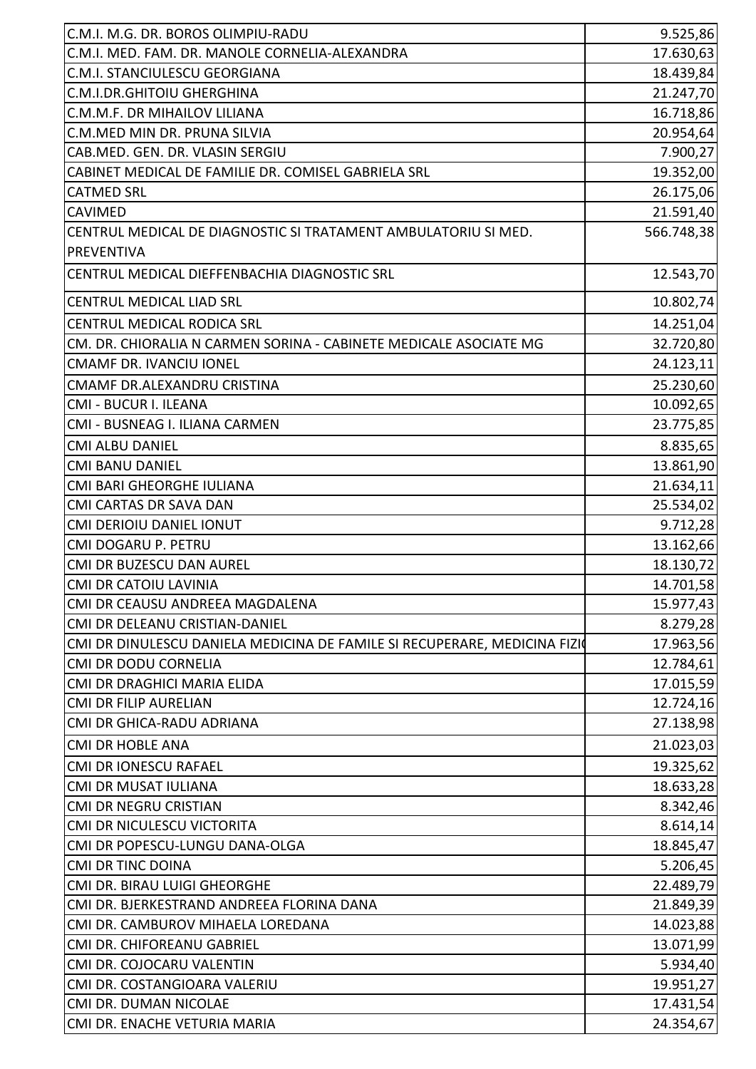| | |
|---|---|
| C.M.I. M.G. DR. BOROS OLIMPIU-RADU | 9.525,86 |
| C.M.I. MED. FAM. DR. MANOLE CORNELIA-ALEXANDRA | 17.630,63 |
| C.M.I. STANCIULESCU GEORGIANA | 18.439,84 |
| C.M.I.DR.GHITOIU GHERGHINA | 21.247,70 |
| C.M.M.F. DR MIHAILOV LILIANA | 16.718,86 |
| C.M.MED MIN DR. PRUNA SILVIA | 20.954,64 |
| CAB.MED. GEN. DR. VLASIN SERGIU | 7.900,27 |
| CABINET MEDICAL DE FAMILIE DR. COMISEL GABRIELA SRL | 19.352,00 |
| CATMED SRL | 26.175,06 |
| CAVIMED | 21.591,40 |
| CENTRUL MEDICAL DE DIAGNOSTIC SI TRATAMENT AMBULATORIU SI MED. PREVENTIVA | 566.748,38 |
| CENTRUL MEDICAL DIEFFENBACHIA DIAGNOSTIC SRL | 12.543,70 |
| CENTRUL MEDICAL LIAD SRL | 10.802,74 |
| CENTRUL MEDICAL RODICA SRL | 14.251,04 |
| CM. DR. CHIORALIA N CARMEN SORINA - CABINETE MEDICALE ASOCIATE MG | 32.720,80 |
| CMAMF DR. IVANCIU IONEL | 24.123,11 |
| CMAMF DR.ALEXANDRU CRISTINA | 25.230,60 |
| CMI - BUCUR I. ILEANA | 10.092,65 |
| CMI - BUSNEAG I. ILIANA CARMEN | 23.775,85 |
| CMI ALBU DANIEL | 8.835,65 |
| CMI BANU DANIEL | 13.861,90 |
| CMI BARI GHEORGHE IULIANA | 21.634,11 |
| CMI CARTAS DR SAVA DAN | 25.534,02 |
| CMI DERIOIU DANIEL IONUT | 9.712,28 |
| CMI DOGARU P. PETRU | 13.162,66 |
| CMI DR BUZESCU DAN AUREL | 18.130,72 |
| CMI DR CATOIU LAVINIA | 14.701,58 |
| CMI DR CEAUSU ANDREEA MAGDALENA | 15.977,43 |
| CMI DR DELEANU CRISTIAN-DANIEL | 8.279,28 |
| CMI DR DINULESCU DANIELA MEDICINA DE FAMILE SI RECUPERARE, MEDICINA FIZI | 17.963,56 |
| CMI DR DODU CORNELIA | 12.784,61 |
| CMI DR DRAGHICI MARIA ELIDA | 17.015,59 |
| CMI DR FILIP AURELIAN | 12.724,16 |
| CMI DR GHICA-RADU ADRIANA | 27.138,98 |
| CMI DR HOBLE ANA | 21.023,03 |
| CMI DR IONESCU RAFAEL | 19.325,62 |
| CMI DR MUSAT IULIANA | 18.633,28 |
| CMI DR NEGRU CRISTIAN | 8.342,46 |
| CMI DR NICULESCU VICTORITA | 8.614,14 |
| CMI DR POPESCU-LUNGU DANA-OLGA | 18.845,47 |
| CMI DR TINC DOINA | 5.206,45 |
| CMI DR. BIRAU LUIGI GHEORGHE | 22.489,79 |
| CMI DR. BJERKESTRAND ANDREEA FLORINA DANA | 21.849,39 |
| CMI DR. CAMBUROV MIHAELA LOREDANA | 14.023,88 |
| CMI DR. CHIFOREANU GABRIEL | 13.071,99 |
| CMI DR. COJOCARU VALENTIN | 5.934,40 |
| CMI DR. COSTANGIOARA VALERIU | 19.951,27 |
| CMI DR. DUMAN NICOLAE | 17.431,54 |
| CMI DR. ENACHE VETURIA MARIA | 24.354,67 |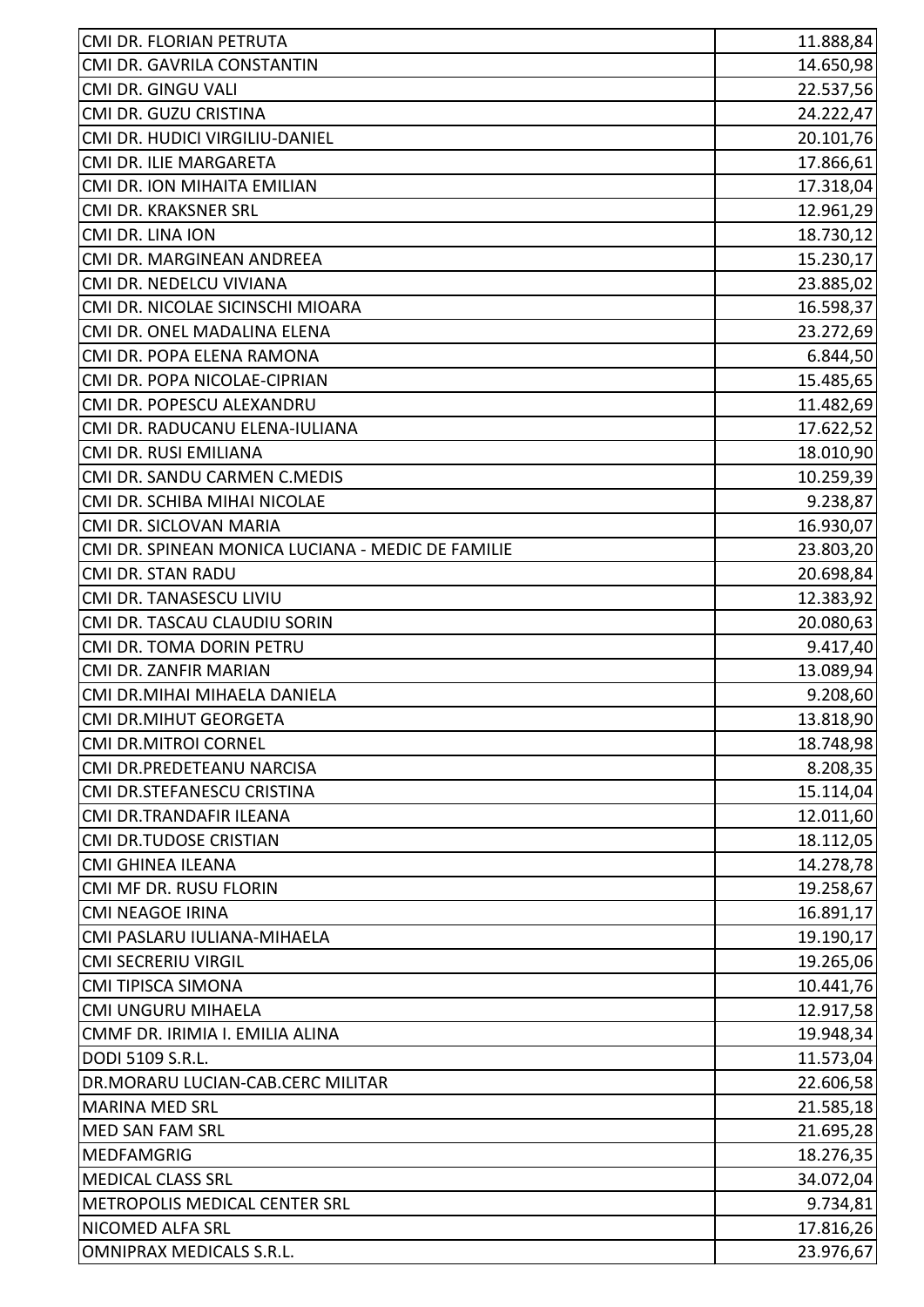| | |
|---|---|
| CMI DR. FLORIAN PETRUTA | 11.888,84 |
| CMI DR. GAVRILA CONSTANTIN | 14.650,98 |
| CMI DR. GINGU VALI | 22.537,56 |
| CMI DR. GUZU CRISTINA | 24.222,47 |
| CMI DR. HUDICI VIRGILIU-DANIEL | 20.101,76 |
| CMI DR. ILIE MARGARETA | 17.866,61 |
| CMI DR. ION MIHAITA EMILIAN | 17.318,04 |
| CMI DR. KRAKSNER SRL | 12.961,29 |
| CMI DR. LINA ION | 18.730,12 |
| CMI DR. MARGINEAN ANDREEA | 15.230,17 |
| CMI DR. NEDELCU VIVIANA | 23.885,02 |
| CMI DR. NICOLAE SICINSCHI MIOARA | 16.598,37 |
| CMI DR. ONEL MADALINA ELENA | 23.272,69 |
| CMI DR. POPA ELENA RAMONA | 6.844,50 |
| CMI DR. POPA NICOLAE-CIPRIAN | 15.485,65 |
| CMI DR. POPESCU ALEXANDRU | 11.482,69 |
| CMI DR. RADUCANU ELENA-IULIANA | 17.622,52 |
| CMI DR. RUSI EMILIANA | 18.010,90 |
| CMI DR. SANDU CARMEN C.MEDIS | 10.259,39 |
| CMI DR. SCHIBA MIHAI NICOLAE | 9.238,87 |
| CMI DR. SICLOVAN MARIA | 16.930,07 |
| CMI DR. SPINEAN MONICA LUCIANA - MEDIC DE FAMILIE | 23.803,20 |
| CMI DR. STAN RADU | 20.698,84 |
| CMI DR. TANASESCU LIVIU | 12.383,92 |
| CMI DR. TASCAU CLAUDIU SORIN | 20.080,63 |
| CMI DR. TOMA DORIN PETRU | 9.417,40 |
| CMI DR. ZANFIR MARIAN | 13.089,94 |
| CMI DR.MIHAI MIHAELA DANIELA | 9.208,60 |
| CMI DR.MIHUT GEORGETA | 13.818,90 |
| CMI DR.MITROI CORNEL | 18.748,98 |
| CMI DR.PREDETEANU NARCISA | 8.208,35 |
| CMI DR.STEFANESCU CRISTINA | 15.114,04 |
| CMI DR.TRANDAFIR ILEANA | 12.011,60 |
| CMI DR.TUDOSE CRISTIAN | 18.112,05 |
| CMI GHINEA ILEANA | 14.278,78 |
| CMI MF DR. RUSU FLORIN | 19.258,67 |
| CMI NEAGOE IRINA | 16.891,17 |
| CMI PASLARU IULIANA-MIHAELA | 19.190,17 |
| CMI SECRERIU VIRGIL | 19.265,06 |
| CMI TIPISCA SIMONA | 10.441,76 |
| CMI UNGURU MIHAELA | 12.917,58 |
| CMMF DR. IRIMIA I. EMILIA ALINA | 19.948,34 |
| DODI 5109 S.R.L. | 11.573,04 |
| DR.MORARU LUCIAN-CAB.CERC MILITAR | 22.606,58 |
| MARINA MED SRL | 21.585,18 |
| MED SAN FAM SRL | 21.695,28 |
| MEDFAMGRIG | 18.276,35 |
| MEDICAL CLASS SRL | 34.072,04 |
| METROPOLIS MEDICAL CENTER SRL | 9.734,81 |
| NICOMED ALFA SRL | 17.816,26 |
| OMNIPRAX MEDICALS S.R.L. | 23.976,67 |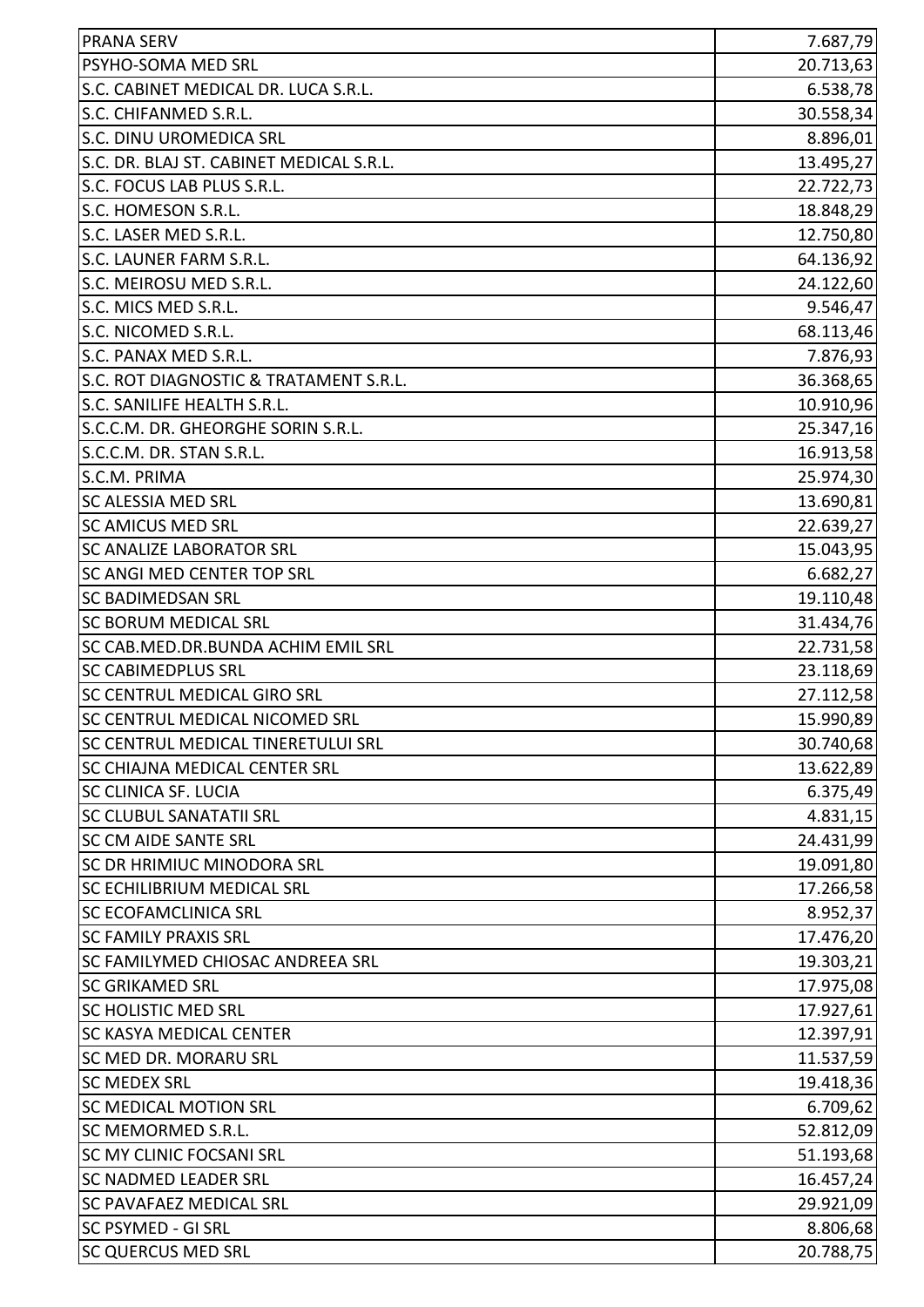| | |
|---|---|
| PRANA SERV | 7.687,79 |
| PSYHO-SOMA MED SRL | 20.713,63 |
| S.C. CABINET MEDICAL DR. LUCA S.R.L. | 6.538,78 |
| S.C. CHIFANMED S.R.L. | 30.558,34 |
| S.C. DINU UROMEDICA SRL | 8.896,01 |
| S.C. DR. BLAJ ST. CABINET MEDICAL S.R.L. | 13.495,27 |
| S.C. FOCUS LAB PLUS S.R.L. | 22.722,73 |
| S.C. HOMESON S.R.L. | 18.848,29 |
| S.C. LASER MED S.R.L. | 12.750,80 |
| S.C. LAUNER FARM S.R.L. | 64.136,92 |
| S.C. MEIROSU MED S.R.L. | 24.122,60 |
| S.C. MICS MED S.R.L. | 9.546,47 |
| S.C. NICOMED S.R.L. | 68.113,46 |
| S.C. PANAX MED S.R.L. | 7.876,93 |
| S.C. ROT DIAGNOSTIC & TRATAMENT S.R.L. | 36.368,65 |
| S.C. SANILIFE HEALTH S.R.L. | 10.910,96 |
| S.C.C.M. DR. GHEORGHE SORIN S.R.L. | 25.347,16 |
| S.C.C.M. DR. STAN S.R.L. | 16.913,58 |
| S.C.M. PRIMA | 25.974,30 |
| SC ALESSIA MED SRL | 13.690,81 |
| SC AMICUS MED SRL | 22.639,27 |
| SC ANALIZE LABORATOR SRL | 15.043,95 |
| SC ANGI MED CENTER TOP SRL | 6.682,27 |
| SC BADIMEDSAN SRL | 19.110,48 |
| SC BORUM MEDICAL SRL | 31.434,76 |
| SC CAB.MED.DR.BUNDA ACHIM EMIL SRL | 22.731,58 |
| SC CABIMEDPLUS SRL | 23.118,69 |
| SC CENTRUL MEDICAL GIRO SRL | 27.112,58 |
| SC CENTRUL MEDICAL NICOMED SRL | 15.990,89 |
| SC CENTRUL MEDICAL TINERETULUI SRL | 30.740,68 |
| SC CHIAJNA MEDICAL CENTER SRL | 13.622,89 |
| SC CLINICA SF. LUCIA | 6.375,49 |
| SC CLUBUL SANATATII SRL | 4.831,15 |
| SC CM AIDE SANTE SRL | 24.431,99 |
| SC DR HRIMIUC MINODORA SRL | 19.091,80 |
| SC ECHILIBRIUM MEDICAL SRL | 17.266,58 |
| SC ECOFAMCLINICA SRL | 8.952,37 |
| SC FAMILY PRAXIS SRL | 17.476,20 |
| SC FAMILYMED CHIOSAC ANDREEA SRL | 19.303,21 |
| SC GRIKAMED SRL | 17.975,08 |
| SC HOLISTIC MED SRL | 17.927,61 |
| SC KASYA MEDICAL CENTER | 12.397,91 |
| SC MED DR. MORARU SRL | 11.537,59 |
| SC MEDEX SRL | 19.418,36 |
| SC MEDICAL MOTION SRL | 6.709,62 |
| SC MEMORMED S.R.L. | 52.812,09 |
| SC MY CLINIC FOCSANI SRL | 51.193,68 |
| SC NADMED LEADER SRL | 16.457,24 |
| SC PAVAFAEZ MEDICAL SRL | 29.921,09 |
| SC PSYMED - GI SRL | 8.806,68 |
| SC QUERCUS MED SRL | 20.788,75 |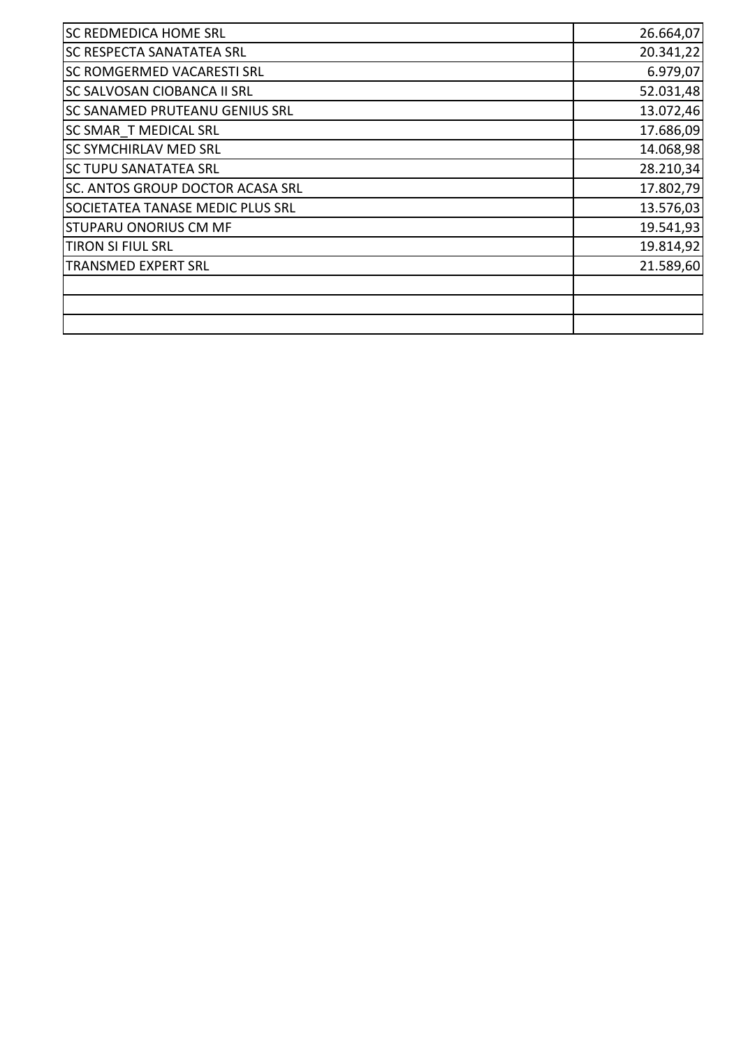| | |
|---|---|
| SC REDMEDICA HOME SRL | 26.664,07 |
| SC RESPECTA SANATATEA SRL | 20.341,22 |
| SC ROMGERMED VACARESTI SRL | 6.979,07 |
| SC SALVOSAN CIOBANCA II SRL | 52.031,48 |
| SC SANAMED PRUTEANU GENIUS SRL | 13.072,46 |
| SC SMAR_T MEDICAL SRL | 17.686,09 |
| SC SYMCHIRLAV MED SRL | 14.068,98 |
| SC TUPU SANATATEA SRL | 28.210,34 |
| SC. ANTOS GROUP DOCTOR ACASA SRL | 17.802,79 |
| SOCIETATEA TANASE MEDIC PLUS SRL | 13.576,03 |
| STUPARU ONORIUS CM MF | 19.541,93 |
| TIRON SI FIUL SRL | 19.814,92 |
| TRANSMED EXPERT SRL | 21.589,60 |
| | |
| | |
| | |